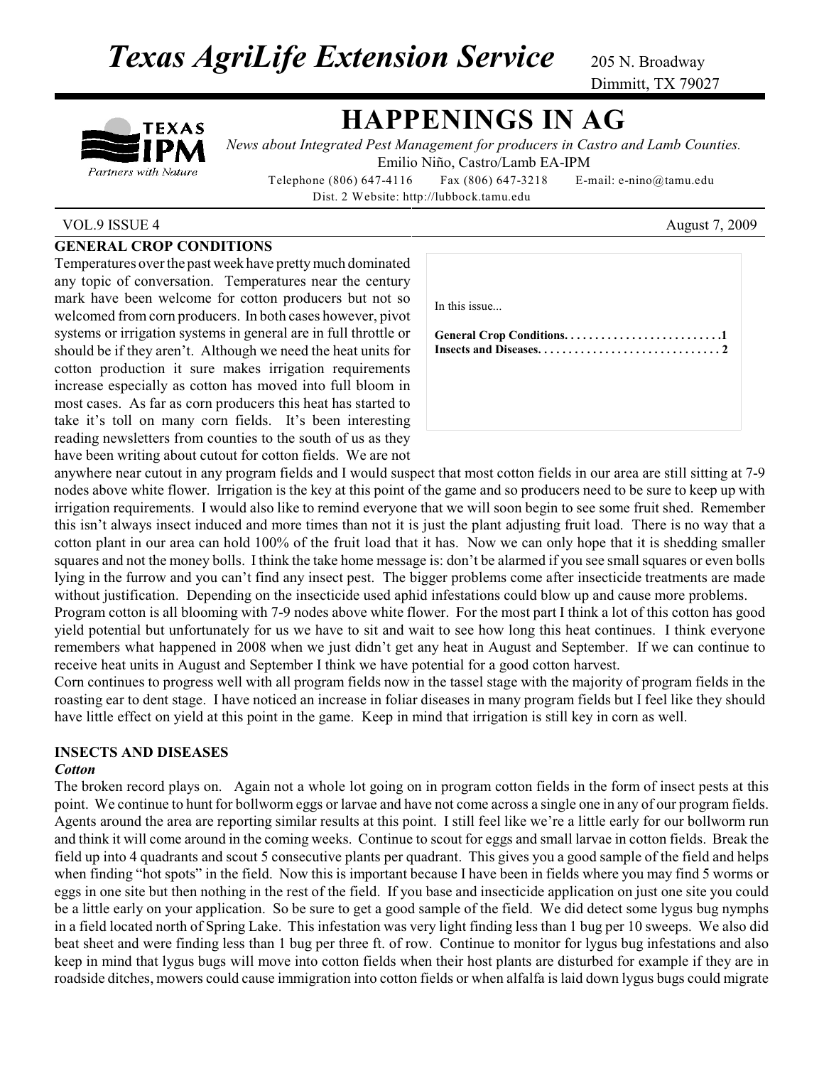# Texas AgriLife Extension Service

205 N. Broadway
Dimmitt, TX 79027

# HAPPENINGS IN AG

*News about Integrated Pest Management for producers in Castro and Lamb Counties.*
Emilio Niño, Castro/Lamb EA-IPM
Telephone (806) 647-4116 Fax (806) 647-3218 E-mail: e-nino@tamu.edu
Dist. 2 Website: http://lubbock.tamu.edu

VOL.9 ISSUE 4 August 7, 2009

In this issue...

**General Crop Conditions. . . . . . . . . . . . . . . . . . . . . . . . . .1**
**Insects and Diseases. . . . . . . . . . . . . . . . . . . . . . . . . . . . . 2**

## GENERAL CROP CONDITIONS

Temperatures over the past week have pretty much dominated any topic of conversation. Temperatures near the century mark have been welcome for cotton producers but not so welcomed from corn producers. In both cases however, pivot systems or irrigation systems in general are in full throttle or should be if they aren't. Although we need the heat units for cotton production it sure makes irrigation requirements increase especially as cotton has moved into full bloom in most cases. As far as corn producers this heat has started to take it's toll on many corn fields. It's been interesting reading newsletters from counties to the south of us as they have been writing about cutout for cotton fields. We are not anywhere near cutout in any program fields and I would suspect that most cotton fields in our area are still sitting at 7-9 nodes above white flower. Irrigation is the key at this point of the game and so producers need to be sure to keep up with irrigation requirements. I would also like to remind everyone that we will soon begin to see some fruit shed. Remember this isn't always insect induced and more times than not it is just the plant adjusting fruit load. There is no way that a cotton plant in our area can hold 100% of the fruit load that it has. Now we can only hope that it is shedding smaller squares and not the money bolls. I think the take home message is: don't be alarmed if you see small squares or even bolls lying in the furrow and you can't find any insect pest. The bigger problems come after insecticide treatments are made without justification. Depending on the insecticide used aphid infestations could blow up and cause more problems.

Program cotton is all blooming with 7-9 nodes above white flower. For the most part I think a lot of this cotton has good yield potential but unfortunately for us we have to sit and wait to see how long this heat continues. I think everyone remembers what happened in 2008 when we just didn't get any heat in August and September. If we can continue to receive heat units in August and September I think we have potential for a good cotton harvest.

Corn continues to progress well with all program fields now in the tassel stage with the majority of program fields in the roasting ear to dent stage. I have noticed an increase in foliar diseases in many program fields but I feel like they should have little effect on yield at this point in the game. Keep in mind that irrigation is still key in corn as well.

## INSECTS AND DISEASES

### *Cotton*

The broken record plays on. Again not a whole lot going on in program cotton fields in the form of insect pests at this point. We continue to hunt for bollworm eggs or larvae and have not come across a single one in any of our program fields. Agents around the area are reporting similar results at this point. I still feel like we're a little early for our bollworm run and think it will come around in the coming weeks. Continue to scout for eggs and small larvae in cotton fields. Break the field up into 4 quadrants and scout 5 consecutive plants per quadrant. This gives you a good sample of the field and helps when finding "hot spots" in the field. Now this is important because I have been in fields where you may find 5 worms or eggs in one site but then nothing in the rest of the field. If you base and insecticide application on just one site you could be a little early on your application. So be sure to get a good sample of the field. We did detect some lygus bug nymphs in a field located north of Spring Lake. This infestation was very light finding less than 1 bug per 10 sweeps. We also did beat sheet and were finding less than 1 bug per three ft. of row. Continue to monitor for lygus bug infestations and also keep in mind that lygus bugs will move into cotton fields when their host plants are disturbed for example if they are in roadside ditches, mowers could cause immigration into cotton fields or when alfalfa is laid down lygus bugs could migrate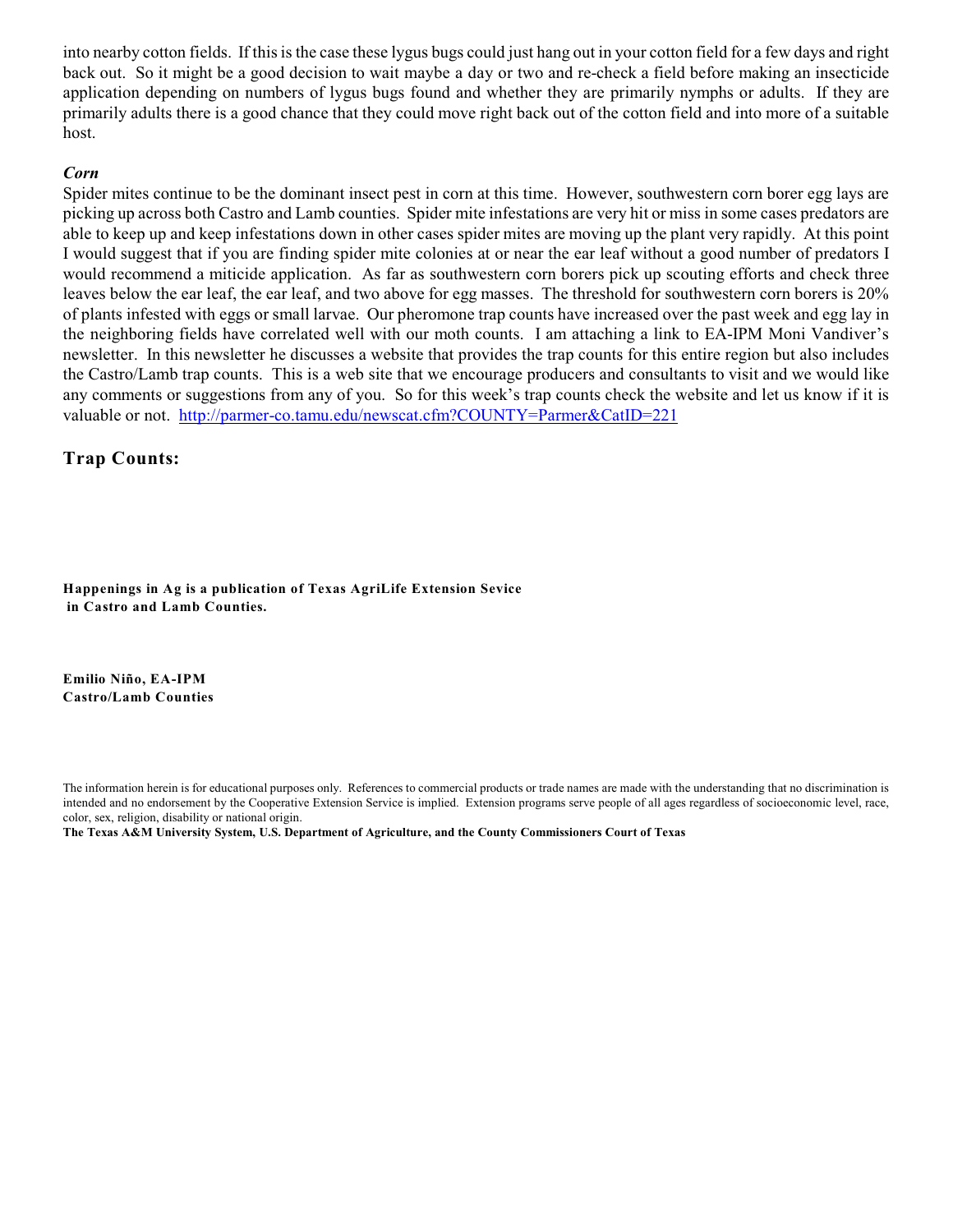into nearby cotton fields. If this is the case these lygus bugs could just hang out in your cotton field for a few days and right back out. So it might be a good decision to wait maybe a day or two and re-check a field before making an insecticide application depending on numbers of lygus bugs found and whether they are primarily nymphs or adults. If they are primarily adults there is a good chance that they could move right back out of the cotton field and into more of a suitable host.

### *Corn*

Spider mites continue to be the dominant insect pest in corn at this time. However, southwestern corn borer egg lays are picking up across both Castro and Lamb counties. Spider mite infestations are very hit or miss in some cases predators are able to keep up and keep infestations down in other cases spider mites are moving up the plant very rapidly. At this point I would suggest that if you are finding spider mite colonies at or near the ear leaf without a good number of predators I would recommend a miticide application. As far as southwestern corn borers pick up scouting efforts and check three leaves below the ear leaf, the ear leaf, and two above for egg masses. The threshold for southwestern corn borers is 20% of plants infested with eggs or small larvae. Our pheromone trap counts have increased over the past week and egg lay in the neighboring fields have correlated well with our moth counts. I am attaching a link to EA-IPM Moni Vandiver's newsletter. In this newsletter he discusses a website that provides the trap counts for this entire region but also includes the Castro/Lamb trap counts. This is a web site that we encourage producers and consultants to visit and we would like any comments or suggestions from any of you. So for this week's trap counts check the website and let us know if it is valuable or not. http://parmer-co.tamu.edu/newscat.cfm?COUNTY=Parmer&CatID=221

## Trap Counts:

**Happenings in Ag is a publication of Texas AgriLife Extension Sevice in Castro and Lamb Counties.**

**Emilio Niño, EA-IPM**
**Castro/Lamb Counties**

The information herein is for educational purposes only. References to commercial products or trade names are made with the understanding that no discrimination is intended and no endorsement by the Cooperative Extension Service is implied. Extension programs serve people of all ages regardless of socioeconomic level, race, color, sex, religion, disability or national origin.

**The Texas A&M University System, U.S. Department of Agriculture, and the County Commissioners Court of Texas**